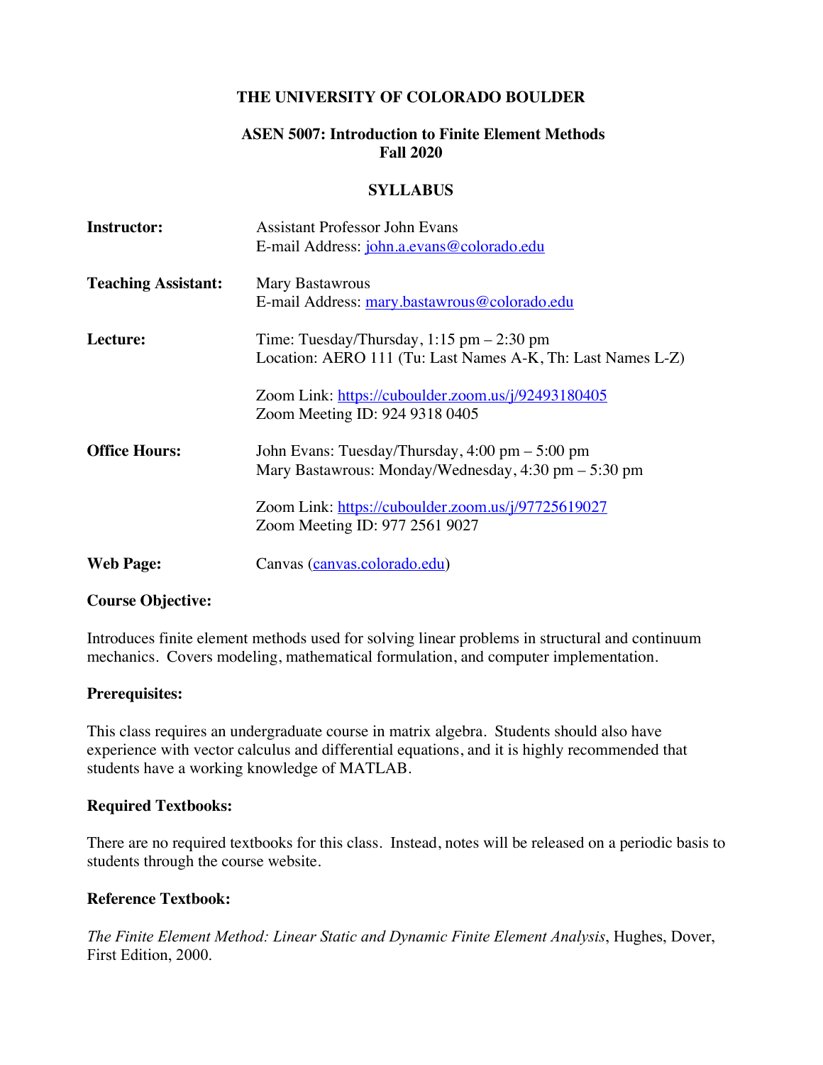# THE UNIVERSITY OF COLORADO BOULDER

## ASEN 5007: Introduction to Finite Element Methods
## Fall 2020

## SYLLABUS

**Instructor:** Assistant Professor John Evans
E-mail Address: [john.a.evans@colorado.edu](mailto:john.a.evans@colorado.edu)

**Teaching Assistant:** Mary Bastawrous
E-mail Address: [mary.bastawrous@colorado.edu](mailto:mary.bastawrous@colorado.edu)

**Lecture:** Time: Tuesday/Thursday, 1:15 pm – 2:30 pm
Location: AERO 111 (Tu: Last Names A-K, Th: Last Names L-Z)

Zoom Link: [https://cuboulder.zoom.us/j/92493180405](https://cuboulder.zoom.us/j/92493180405)
Zoom Meeting ID: 924 9318 0405

**Office Hours:** John Evans: Tuesday/Thursday, 4:00 pm – 5:00 pm
Mary Bastawrous: Monday/Wednesday, 4:30 pm – 5:30 pm

Zoom Link: [https://cuboulder.zoom.us/j/97725619027](https://cuboulder.zoom.us/j/97725619027)
Zoom Meeting ID: 977 2561 9027

**Web Page:** Canvas ([canvas.colorado.edu](https://canvas.colorado.edu))

### Course Objective:

Introduces finite element methods used for solving linear problems in structural and continuum mechanics. Covers modeling, mathematical formulation, and computer implementation.

### Prerequisites:

This class requires an undergraduate course in matrix algebra. Students should also have experience with vector calculus and differential equations, and it is highly recommended that students have a working knowledge of MATLAB.

### Required Textbooks:

There are no required textbooks for this class. Instead, notes will be released on a periodic basis to students through the course website.

### Reference Textbook:

*The Finite Element Method: Linear Static and Dynamic Finite Element Analysis*, Hughes, Dover, First Edition, 2000.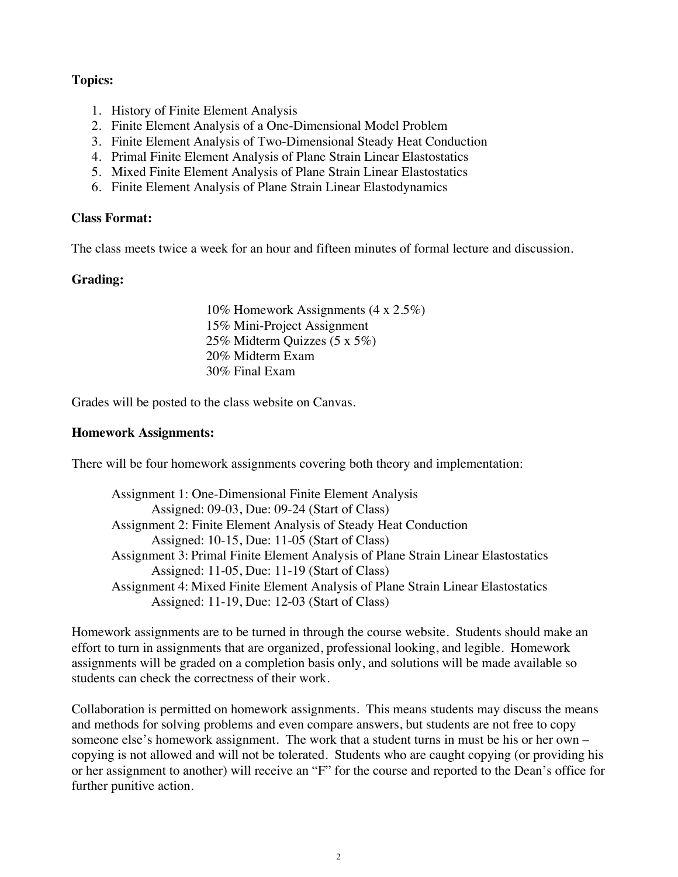**Topics:**

1. History of Finite Element Analysis
2. Finite Element Analysis of a One-Dimensional Model Problem
3. Finite Element Analysis of Two-Dimensional Steady Heat Conduction
4. Primal Finite Element Analysis of Plane Strain Linear Elastostatics
5. Mixed Finite Element Analysis of Plane Strain Linear Elastostatics
6. Finite Element Analysis of Plane Strain Linear Elastodynamics

**Class Format:**

The class meets twice a week for an hour and fifteen minutes of formal lecture and discussion.

**Grading:**

10% Homework Assignments (4 x 2.5%)
15% Mini-Project Assignment
25% Midterm Quizzes (5 x 5%)
20% Midterm Exam
30% Final Exam

Grades will be posted to the class website on Canvas.

**Homework Assignments:**

There will be four homework assignments covering both theory and implementation:

Assignment 1: One-Dimensional Finite Element Analysis
Assigned: 09-03, Due: 09-24 (Start of Class)
Assignment 2: Finite Element Analysis of Steady Heat Conduction
Assigned: 10-15, Due: 11-05 (Start of Class)
Assignment 3: Primal Finite Element Analysis of Plane Strain Linear Elastostatics
Assigned: 11-05, Due: 11-19 (Start of Class)
Assignment 4: Mixed Finite Element Analysis of Plane Strain Linear Elastostatics
Assigned: 11-19, Due: 12-03 (Start of Class)

Homework assignments are to be turned in through the course website. Students should make an effort to turn in assignments that are organized, professional looking, and legible. Homework assignments will be graded on a completion basis only, and solutions will be made available so students can check the correctness of their work.

Collaboration is permitted on homework assignments. This means students may discuss the means and methods for solving problems and even compare answers, but students are not free to copy someone else's homework assignment. The work that a student turns in must be his or her own – copying is not allowed and will not be tolerated. Students who are caught copying (or providing his or her assignment to another) will receive an "F" for the course and reported to the Dean's office for further punitive action.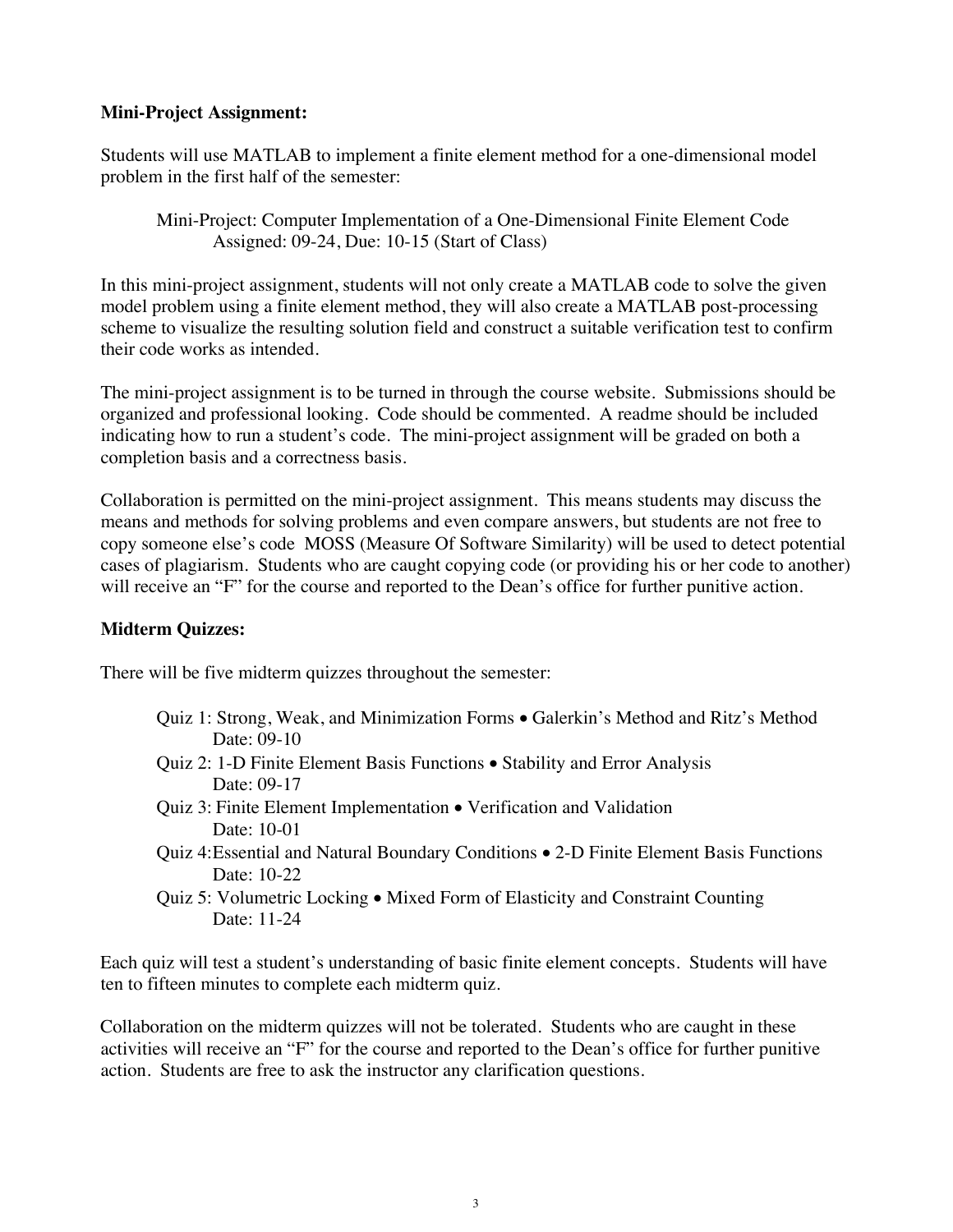**Mini-Project Assignment:**

Students will use MATLAB to implement a finite element method for a one-dimensional model problem in the first half of the semester:

> Mini-Project: Computer Implementation of a One-Dimensional Finite Element Code
> Assigned: 09-24, Due: 10-15 (Start of Class)

In this mini-project assignment, students will not only create a MATLAB code to solve the given model problem using a finite element method, they will also create a MATLAB post-processing scheme to visualize the resulting solution field and construct a suitable verification test to confirm their code works as intended.

The mini-project assignment is to be turned in through the course website. Submissions should be organized and professional looking. Code should be commented. A readme should be included indicating how to run a student's code. The mini-project assignment will be graded on both a completion basis and a correctness basis.

Collaboration is permitted on the mini-project assignment. This means students may discuss the means and methods for solving problems and even compare answers, but students are not free to copy someone else's code MOSS (Measure Of Software Similarity) will be used to detect potential cases of plagiarism. Students who are caught copying code (or providing his or her code to another) will receive an "F" for the course and reported to the Dean's office for further punitive action.

**Midterm Quizzes:**

There will be five midterm quizzes throughout the semester:

- Quiz 1: Strong, Weak, and Minimization Forms • Galerkin's Method and Ritz's Method
  Date: 09-10
- Quiz 2: 1-D Finite Element Basis Functions • Stability and Error Analysis
  Date: 09-17
- Quiz 3: Finite Element Implementation • Verification and Validation
  Date: 10-01
- Quiz 4: Essential and Natural Boundary Conditions • 2-D Finite Element Basis Functions
  Date: 10-22
- Quiz 5: Volumetric Locking • Mixed Form of Elasticity and Constraint Counting
  Date: 11-24

Each quiz will test a student's understanding of basic finite element concepts. Students will have ten to fifteen minutes to complete each midterm quiz.

Collaboration on the midterm quizzes will not be tolerated. Students who are caught in these activities will receive an "F" for the course and reported to the Dean's office for further punitive action. Students are free to ask the instructor any clarification questions.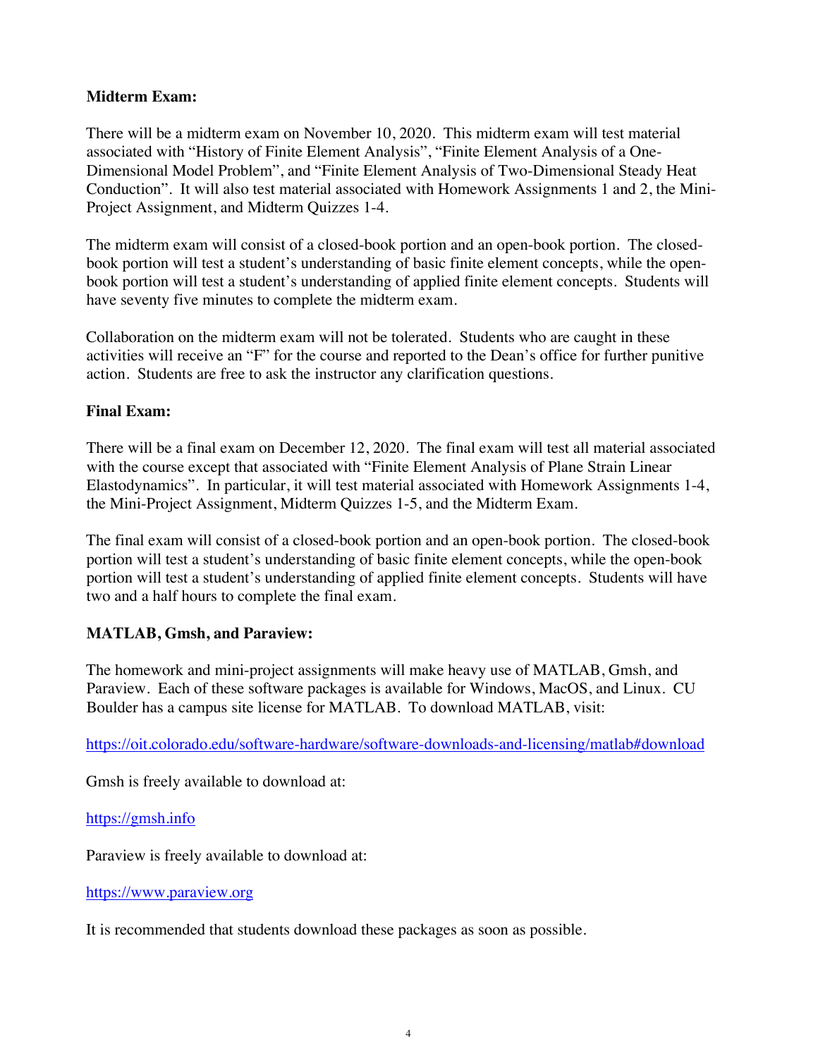**Midterm Exam:**

There will be a midterm exam on November 10, 2020. This midterm exam will test material associated with "History of Finite Element Analysis", "Finite Element Analysis of a One-Dimensional Model Problem", and "Finite Element Analysis of Two-Dimensional Steady Heat Conduction". It will also test material associated with Homework Assignments 1 and 2, the Mini-Project Assignment, and Midterm Quizzes 1-4.

The midterm exam will consist of a closed-book portion and an open-book portion. The closed-book portion will test a student's understanding of basic finite element concepts, while the open-book portion will test a student's understanding of applied finite element concepts. Students will have seventy five minutes to complete the midterm exam.

Collaboration on the midterm exam will not be tolerated. Students who are caught in these activities will receive an "F" for the course and reported to the Dean's office for further punitive action. Students are free to ask the instructor any clarification questions.

**Final Exam:**

There will be a final exam on December 12, 2020. The final exam will test all material associated with the course except that associated with "Finite Element Analysis of Plane Strain Linear Elastodynamics". In particular, it will test material associated with Homework Assignments 1-4, the Mini-Project Assignment, Midterm Quizzes 1-5, and the Midterm Exam.

The final exam will consist of a closed-book portion and an open-book portion. The closed-book portion will test a student's understanding of basic finite element concepts, while the open-book portion will test a student's understanding of applied finite element concepts. Students will have two and a half hours to complete the final exam.

**MATLAB, Gmsh, and Paraview:**

The homework and mini-project assignments will make heavy use of MATLAB, Gmsh, and Paraview. Each of these software packages is available for Windows, MacOS, and Linux. CU Boulder has a campus site license for MATLAB. To download MATLAB, visit:

https://oit.colorado.edu/software-hardware/software-downloads-and-licensing/matlab#download

Gmsh is freely available to download at:

https://gmsh.info

Paraview is freely available to download at:

https://www.paraview.org

It is recommended that students download these packages as soon as possible.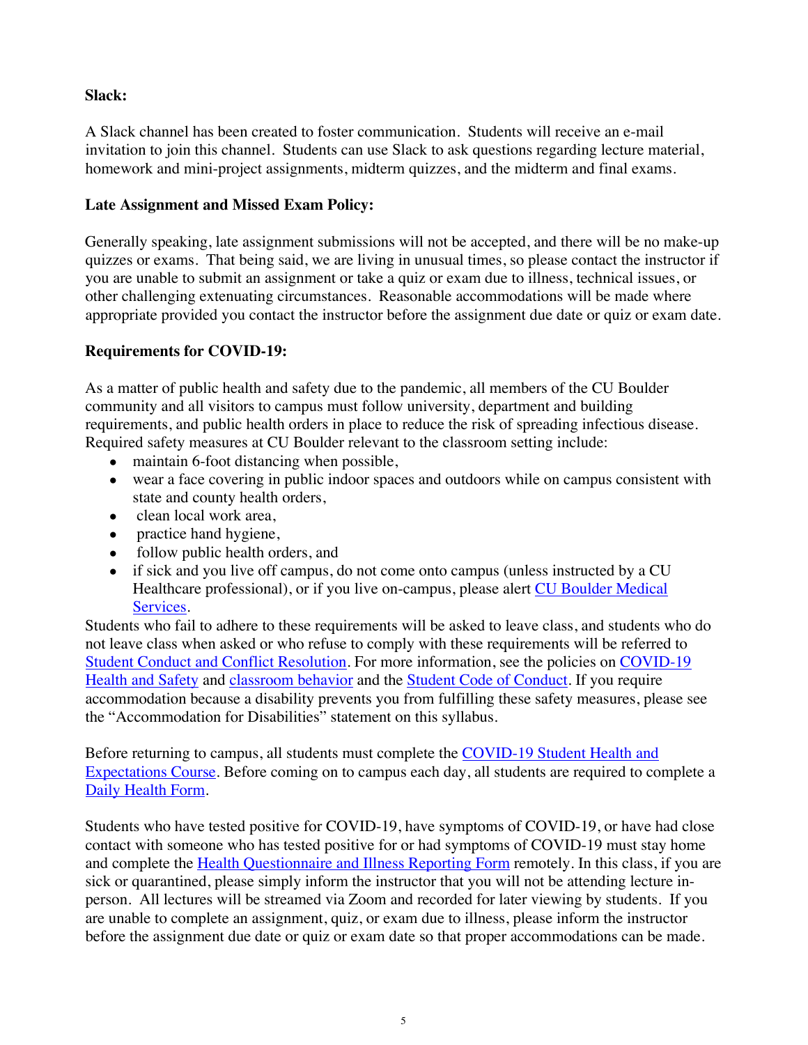**Slack:**

A Slack channel has been created to foster communication. Students will receive an e-mail invitation to join this channel. Students can use Slack to ask questions regarding lecture material, homework and mini-project assignments, midterm quizzes, and the midterm and final exams.

**Late Assignment and Missed Exam Policy:**

Generally speaking, late assignment submissions will not be accepted, and there will be no make-up quizzes or exams. That being said, we are living in unusual times, so please contact the instructor if you are unable to submit an assignment or take a quiz or exam due to illness, technical issues, or other challenging extenuating circumstances. Reasonable accommodations will be made where appropriate provided you contact the instructor before the assignment due date or quiz or exam date.

**Requirements for COVID-19:**

As a matter of public health and safety due to the pandemic, all members of the CU Boulder community and all visitors to campus must follow university, department and building requirements, and public health orders in place to reduce the risk of spreading infectious disease. Required safety measures at CU Boulder relevant to the classroom setting include:

- maintain 6-foot distancing when possible,
- wear a face covering in public indoor spaces and outdoors while on campus consistent with state and county health orders,
- clean local work area,
- practice hand hygiene,
- follow public health orders, and
- if sick and you live off campus, do not come onto campus (unless instructed by a CU Healthcare professional), or if you live on-campus, please alert CU Boulder Medical Services.

Students who fail to adhere to these requirements will be asked to leave class, and students who do not leave class when asked or who refuse to comply with these requirements will be referred to Student Conduct and Conflict Resolution. For more information, see the policies on COVID-19 Health and Safety and classroom behavior and the Student Code of Conduct. If you require accommodation because a disability prevents you from fulfilling these safety measures, please see the "Accommodation for Disabilities" statement on this syllabus.

Before returning to campus, all students must complete the COVID-19 Student Health and Expectations Course. Before coming on to campus each day, all students are required to complete a Daily Health Form.

Students who have tested positive for COVID-19, have symptoms of COVID-19, or have had close contact with someone who has tested positive for or had symptoms of COVID-19 must stay home and complete the Health Questionnaire and Illness Reporting Form remotely. In this class, if you are sick or quarantined, please simply inform the instructor that you will not be attending lecture in-person. All lectures will be streamed via Zoom and recorded for later viewing by students. If you are unable to complete an assignment, quiz, or exam due to illness, please inform the instructor before the assignment due date or quiz or exam date so that proper accommodations can be made.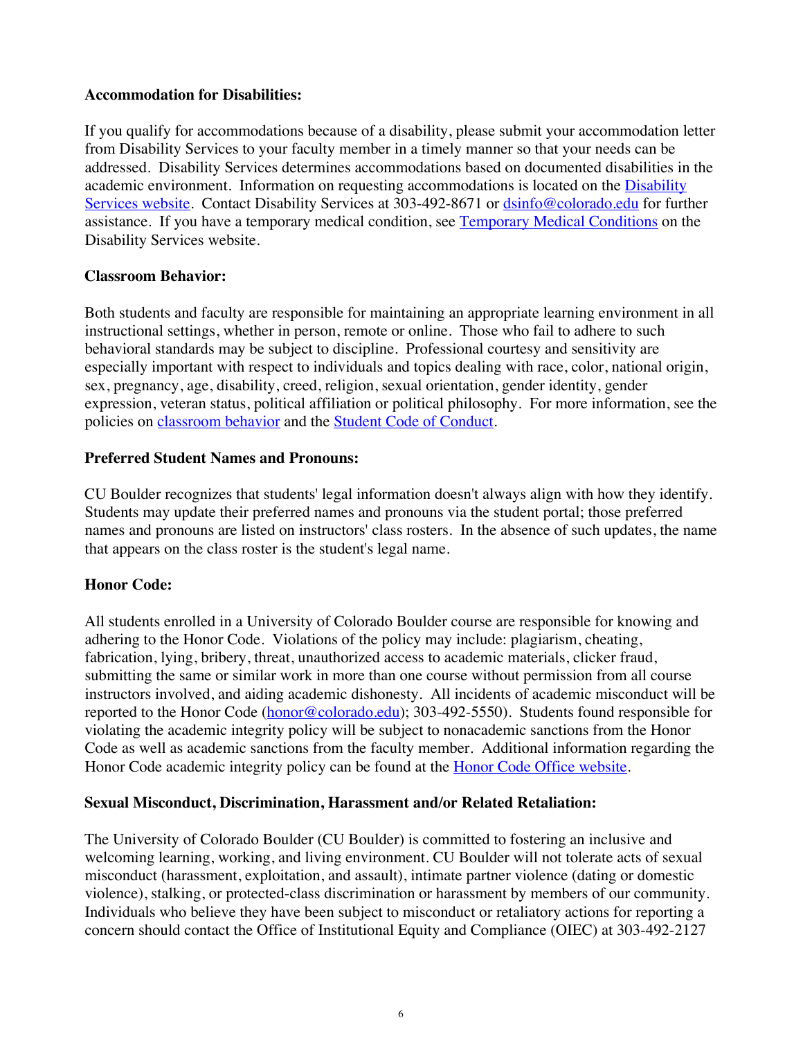**Accommodation for Disabilities:**

If you qualify for accommodations because of a disability, please submit your accommodation letter from Disability Services to your faculty member in a timely manner so that your needs can be addressed. Disability Services determines accommodations based on documented disabilities in the academic environment. Information on requesting accommodations is located on the Disability Services website. Contact Disability Services at 303-492-8671 or dsinfo@colorado.edu for further assistance. If you have a temporary medical condition, see Temporary Medical Conditions on the Disability Services website.

**Classroom Behavior:**

Both students and faculty are responsible for maintaining an appropriate learning environment in all instructional settings, whether in person, remote or online. Those who fail to adhere to such behavioral standards may be subject to discipline. Professional courtesy and sensitivity are especially important with respect to individuals and topics dealing with race, color, national origin, sex, pregnancy, age, disability, creed, religion, sexual orientation, gender identity, gender expression, veteran status, political affiliation or political philosophy. For more information, see the policies on classroom behavior and the Student Code of Conduct.

**Preferred Student Names and Pronouns:**

CU Boulder recognizes that students' legal information doesn't always align with how they identify. Students may update their preferred names and pronouns via the student portal; those preferred names and pronouns are listed on instructors' class rosters. In the absence of such updates, the name that appears on the class roster is the student's legal name.

**Honor Code:**

All students enrolled in a University of Colorado Boulder course are responsible for knowing and adhering to the Honor Code. Violations of the policy may include: plagiarism, cheating, fabrication, lying, bribery, threat, unauthorized access to academic materials, clicker fraud, submitting the same or similar work in more than one course without permission from all course instructors involved, and aiding academic dishonesty. All incidents of academic misconduct will be reported to the Honor Code (honor@colorado.edu); 303-492-5550). Students found responsible for violating the academic integrity policy will be subject to nonacademic sanctions from the Honor Code as well as academic sanctions from the faculty member. Additional information regarding the Honor Code academic integrity policy can be found at the Honor Code Office website.

**Sexual Misconduct, Discrimination, Harassment and/or Related Retaliation:**

The University of Colorado Boulder (CU Boulder) is committed to fostering an inclusive and welcoming learning, working, and living environment. CU Boulder will not tolerate acts of sexual misconduct (harassment, exploitation, and assault), intimate partner violence (dating or domestic violence), stalking, or protected-class discrimination or harassment by members of our community. Individuals who believe they have been subject to misconduct or retaliatory actions for reporting a concern should contact the Office of Institutional Equity and Compliance (OIEC) at 303-492-2127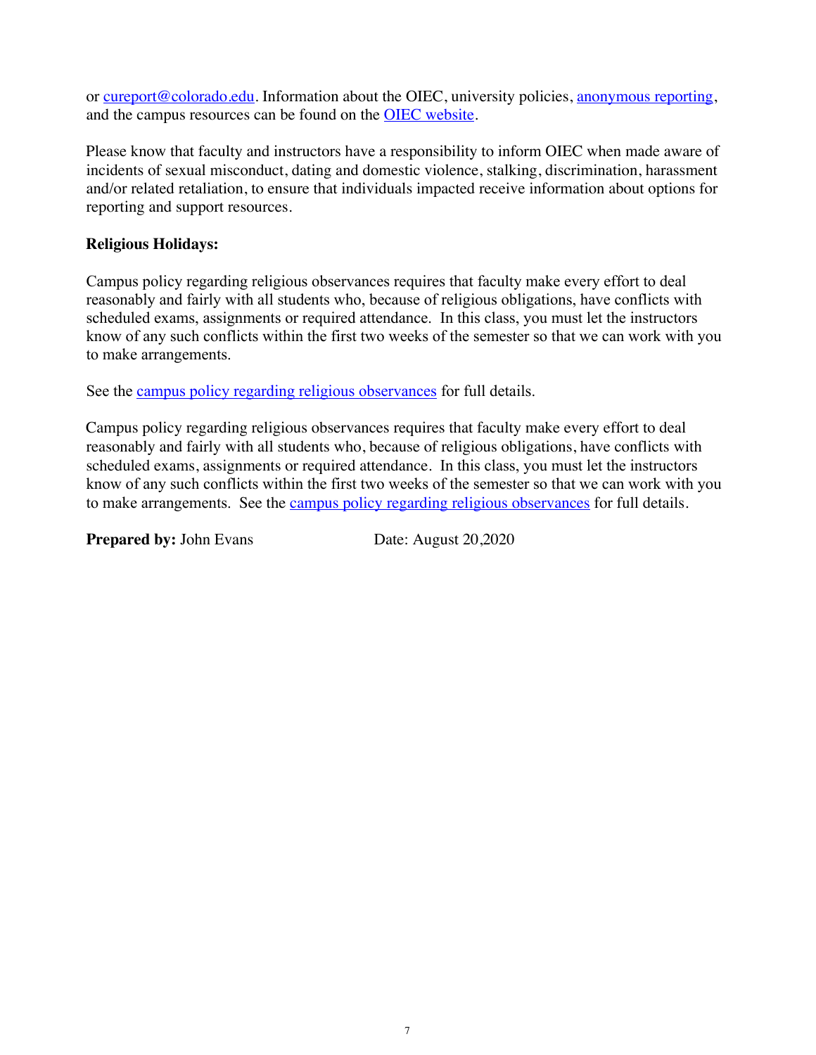or cureport@colorado.edu. Information about the OIEC, university policies, anonymous reporting, and the campus resources can be found on the OIEC website.

Please know that faculty and instructors have a responsibility to inform OIEC when made aware of incidents of sexual misconduct, dating and domestic violence, stalking, discrimination, harassment and/or related retaliation, to ensure that individuals impacted receive information about options for reporting and support resources.

**Religious Holidays:**

Campus policy regarding religious observances requires that faculty make every effort to deal reasonably and fairly with all students who, because of religious obligations, have conflicts with scheduled exams, assignments or required attendance. In this class, you must let the instructors know of any such conflicts within the first two weeks of the semester so that we can work with you to make arrangements.

See the campus policy regarding religious observances for full details.

Campus policy regarding religious observances requires that faculty make every effort to deal reasonably and fairly with all students who, because of religious obligations, have conflicts with scheduled exams, assignments or required attendance. In this class, you must let the instructors know of any such conflicts within the first two weeks of the semester so that we can work with you to make arrangements. See the campus policy regarding religious observances for full details.

**Prepared by:** John Evans Date: August 20,2020